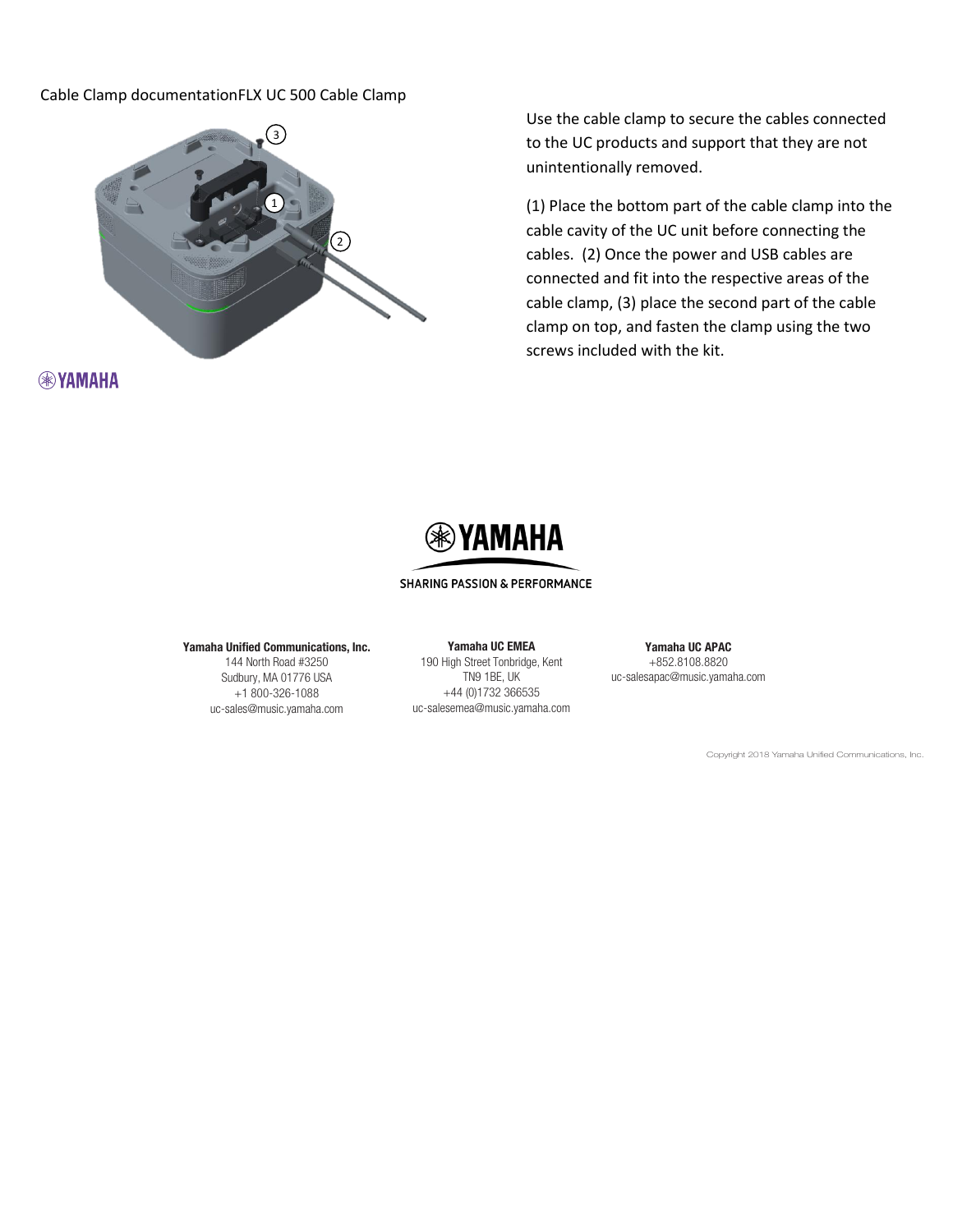Cable Clamp documentationFLX UC 500 Cable Clamp

Use the cable clamp to secure the cables connected to the UC products and support that they are not unintentionally removed.

(1) Place the bottom part of the cable clamp into the cable cavity of the UC unit before connecting the cables. (2) Once the power and USB cables are connected and fit into the respective areas of the cable clamp, (3) place the second part of the cable clamp on top, and fasten the clamp using the two screws included with the kit.

SHARING PASSION & PERFORMANCE

**Yamaha Unified Communications, Inc.**
144 North Road #3250
Sudbury, MA 01776 USA
+1 800-326-1088
uc-sales@music.yamaha.com

**Yamaha UC EMEA**
190 High Street Tonbridge, Kent
TN9 1BE, UK
+44 (0)1732 366535
uc-salesemea@music.yamaha.com

**Yamaha UC APAC**
+852.8108.8820
uc-salesapac@music.yamaha.com

Copyright 2018 Yamaha Unified Communications, Inc.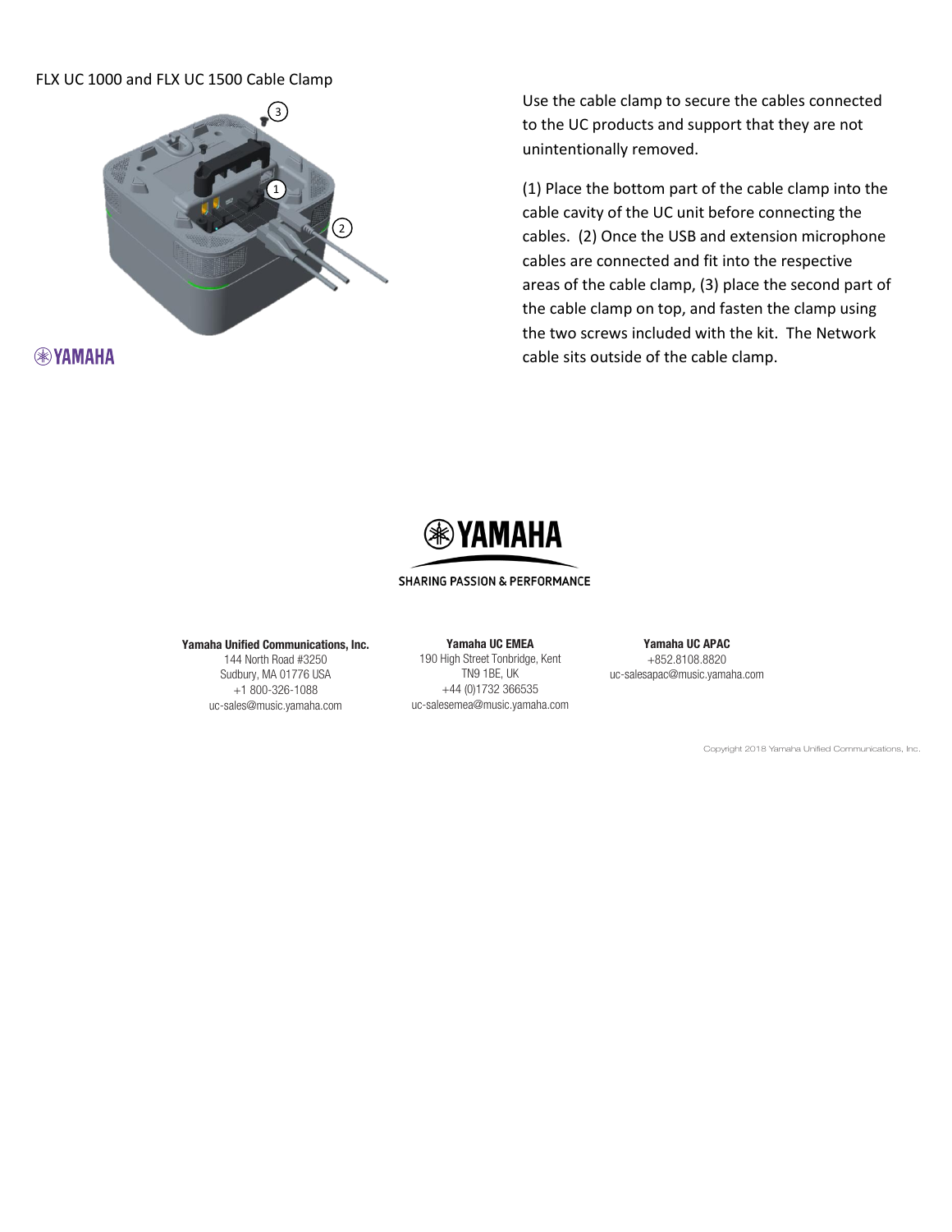FLX UC 1000 and FLX UC 1500 Cable Clamp

Use the cable clamp to secure the cables connected to the UC products and support that they are not unintentionally removed.

(1) Place the bottom part of the cable clamp into the cable cavity of the UC unit before connecting the cables. (2) Once the USB and extension microphone cables are connected and fit into the respective areas of the cable clamp, (3) place the second part of the cable clamp on top, and fasten the clamp using the two screws included with the kit. The Network cable sits outside of the cable clamp.

YAMAHA

SHARING PASSION & PERFORMANCE

**Yamaha Unified Communications, Inc.**
144 North Road #3250
Sudbury, MA 01776 USA
+1 800-326-1088
uc-sales@music.yamaha.com

**Yamaha UC EMEA**
190 High Street Tonbridge, Kent
TN9 1BE, UK
+44 (0)1732 366535
uc-salesemea@music.yamaha.com

**Yamaha UC APAC**
+852.8108.8820
uc-salesapac@music.yamaha.com

Copyright 2018 Yamaha Unified Communications, Inc.